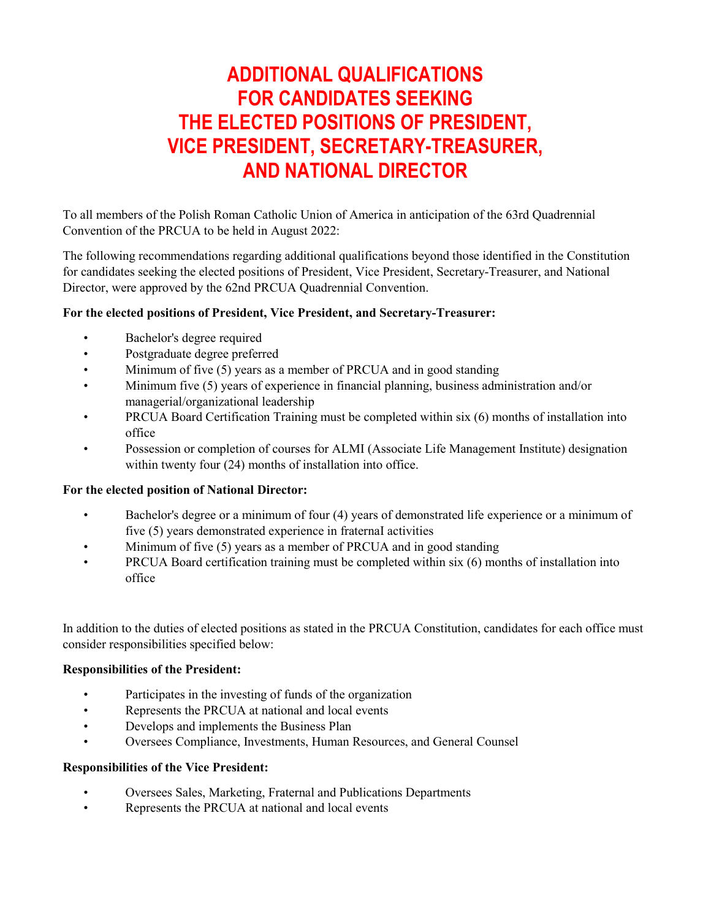# ADDITIONAL QUALIFICATIONS FOR CANDIDATES SEEKING THE ELECTED POSITIONS OF PRESIDENT, VICE PRESIDENT, SECRETARY-TREASURER, AND NATIONAL DIRECTOR

To all members of the Polish Roman Catholic Union of America in anticipation of the 63rd Quadrennial Convention of the PRCUA to be held in August 2022:

The following recommendations regarding additional qualifications beyond those identified in the Constitution for candidates seeking the elected positions of President, Vice President, Secretary-Treasurer, and National Director, were approved by the 62nd PRCUA Quadrennial Convention.

**For the elected positions of President, Vice President, and Secretary-Treasurer:**

- Bachelor's degree required
- Postgraduate degree preferred
- Minimum of five (5) years as a member of PRCUA and in good standing
- Minimum five (5) years of experience in financial planning, business administration and/or managerial/organizational leadership
- PRCUA Board Certification Training must be completed within six (6) months of installation into office
- Possession or completion of courses for ALMI (Associate Life Management Institute) designation within twenty four (24) months of installation into office.

**For the elected position of National Director:**

- Bachelor's degree or a minimum of four (4) years of demonstrated life experience or a minimum of five (5) years demonstrated experience in fraternal activities
- Minimum of five (5) years as a member of PRCUA and in good standing
- PRCUA Board certification training must be completed within six (6) months of installation into office

In addition to the duties of elected positions as stated in the PRCUA Constitution, candidates for each office must consider responsibilities specified below:

**Responsibilities of the President:**

- Participates in the investing of funds of the organization
- Represents the PRCUA at national and local events
- Develops and implements the Business Plan
- Oversees Compliance, Investments, Human Resources, and General Counsel

**Responsibilities of the Vice President:**

- Oversees Sales, Marketing, Fraternal and Publications Departments
- Represents the PRCUA at national and local events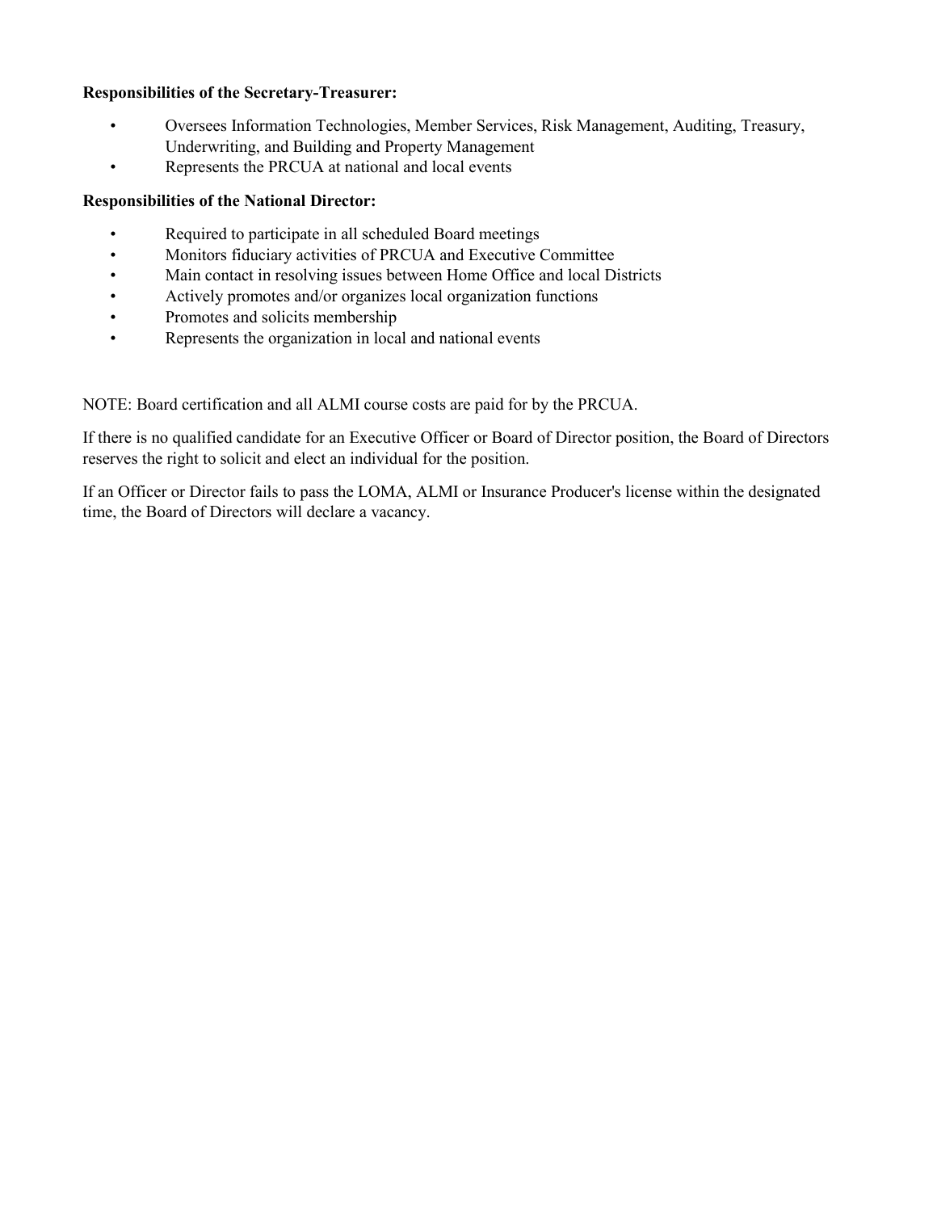**Responsibilities of the Secretary-Treasurer:**

- Oversees Information Technologies, Member Services, Risk Management, Auditing, Treasury, Underwriting, and Building and Property Management
- Represents the PRCUA at national and local events

**Responsibilities of the National Director:**

- Required to participate in all scheduled Board meetings
- Monitors fiduciary activities of PRCUA and Executive Committee
- Main contact in resolving issues between Home Office and local Districts
- Actively promotes and/or organizes local organization functions
- Promotes and solicits membership
- Represents the organization in local and national events

NOTE: Board certification and all ALMI course costs are paid for by the PRCUA.

If there is no qualified candidate for an Executive Officer or Board of Director position, the Board of Directors reserves the right to solicit and elect an individual for the position.

If an Officer or Director fails to pass the LOMA, ALMI or Insurance Producer's license within the designated time, the Board of Directors will declare a vacancy.